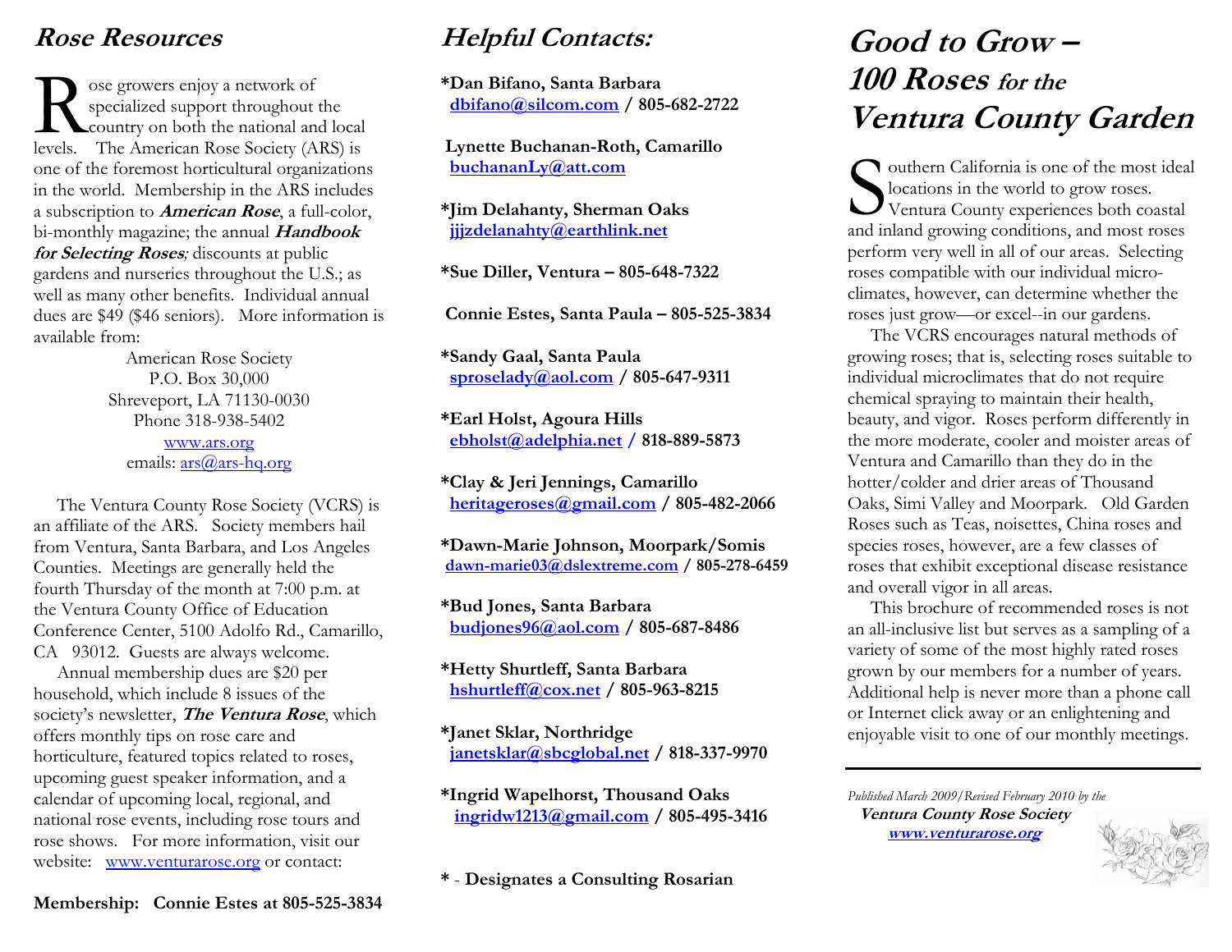## Rose Resources

Rose growers enjoy a network of specialized support throughout the country on both the national and local levels. The American Rose Society (ARS) is one of the foremost horticultural organizations in the world. Membership in the ARS includes a subscription to ***American Rose***, a full-color, bi-monthly magazine; the annual ***Handbook for Selecting Roses****;* discounts at public gardens and nurseries throughout the U.S.; as well as many other benefits. Individual annual dues are $49 ($46 seniors). More information is available from:

American Rose Society
P.O. Box 30,000
Shreveport, LA 71130-0030
Phone 318-938-5402
www.ars.org
emails: ars@ars-hq.org

The Ventura County Rose Society (VCRS) is an affiliate of the ARS. Society members hail from Ventura, Santa Barbara, and Los Angeles Counties. Meetings are generally held the fourth Thursday of the month at 7:00 p.m. at the Ventura County Office of Education Conference Center, 5100 Adolfo Rd., Camarillo, CA 93012. Guests are always welcome.

Annual membership dues are $20 per household, which include 8 issues of the society's newsletter, ***The Ventura Rose***, which offers monthly tips on rose care and horticulture, featured topics related to roses, upcoming guest speaker information, and a calendar of upcoming local, regional, and national rose events, including rose tours and rose shows. For more information, visit our website: www.venturarose.org or contact:

**Membership: Connie Estes at 805-525-3834**

## Helpful Contacts:

**\*Dan Bifano, Santa Barbara**
dbifano@silcom.com **/ 805-682-2722**

**Lynette Buchanan-Roth, Camarillo**
buchananLy@att.com

**\*Jim Delahanty, Sherman Oaks**
jjjzdelanahty@earthlink.net

**\*Sue Diller, Ventura – 805-648-7322**

**Connie Estes, Santa Paula – 805-525-3834**

**\*Sandy Gaal, Santa Paula**
sproselady@aol.com **/ 805-647-9311**

**\*Earl Holst, Agoura Hills**
ebholst@adelphia.net **/ 818-889-5873**

**\*Clay & Jeri Jennings, Camarillo**
heritageroses@gmail.com **/ 805-482-2066**

**\*Dawn-Marie Johnson, Moorpark/Somis**
dawn-marie03@dslextreme.com **/ 805-278-6459**

**\*Bud Jones, Santa Barbara**
budjones96@aol.com **/ 805-687-8486**

**\*Hetty Shurtleff, Santa Barbara**
hshurtleff@cox.net **/ 805-963-8215**

**\*Janet Sklar, Northridge**
janetsklar@sbcglobal.net **/ 818-337-9970**

**\*Ingrid Wapelhorst, Thousand Oaks**
ingridw1213@gmail.com **/ 805-495-3416**

**\* - Designates a Consulting Rosarian**

# Good to Grow – 100 Roses *for the* Ventura County Garden

Southern California is one of the most ideal locations in the world to grow roses. Ventura County experiences both coastal and inland growing conditions, and most roses perform very well in all of our areas. Selecting roses compatible with our individual micro-climates, however, can determine whether the roses just grow—or excel--in our gardens.

The VCRS encourages natural methods of growing roses; that is, selecting roses suitable to individual microclimates that do not require chemical spraying to maintain their health, beauty, and vigor. Roses perform differently in the more moderate, cooler and moister areas of Ventura and Camarillo than they do in the hotter/colder and drier areas of Thousand Oaks, Simi Valley and Moorpark. Old Garden Roses such as Teas, noisettes, China roses and species roses, however, are a few classes of roses that exhibit exceptional disease resistance and overall vigor in all areas.

This brochure of recommended roses is not an all-inclusive list but serves as a sampling of a variety of some of the most highly rated roses grown by our members for a number of years. Additional help is never more than a phone call or Internet click away or an enlightening and enjoyable visit to one of our monthly meetings.

---

*Published March 2009/Revised February 2010 by the*
***Ventura County Rose Society***
**www.venturarose.org**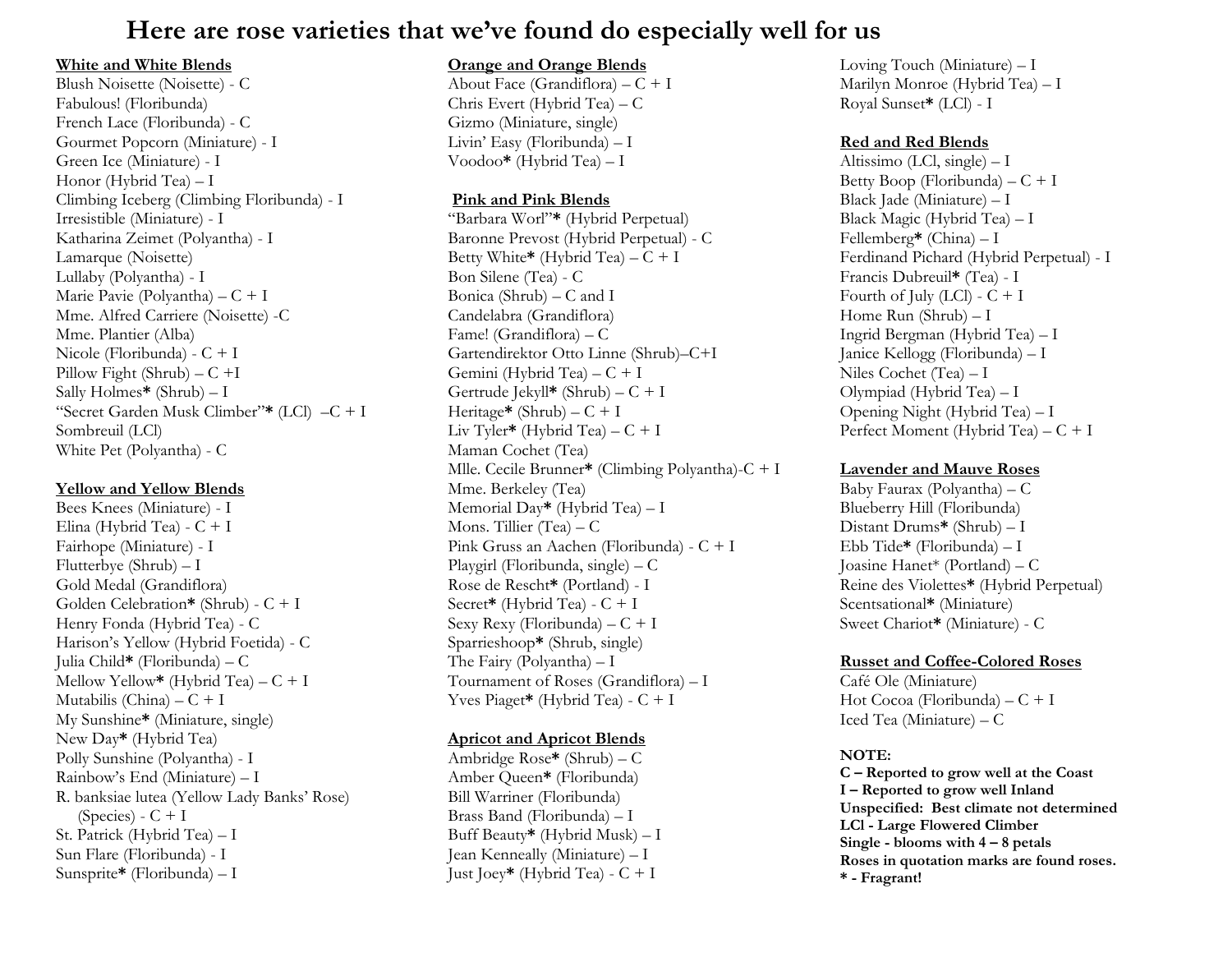# Here are rose varieties that we've found do especially well for us

**White and White Blends**

Blush Noisette (Noisette) - C
Fabulous! (Floribunda)
French Lace (Floribunda) - C
Gourmet Popcorn (Miniature) - I
Green Ice (Miniature) - I
Honor (Hybrid Tea) – I
Climbing Iceberg (Climbing Floribunda) - I
Irresistible (Miniature) - I
Katharina Zeimet (Polyantha) - I
Lamarque (Noisette)
Lullaby (Polyantha) - I
Marie Pavie (Polyantha) – C + I
Mme. Alfred Carriere (Noisette) -C
Mme. Plantier (Alba)
Nicole (Floribunda) - C + I
Pillow Fight (Shrub) – C +I
Sally Holmes**\*** (Shrub) – I
"Secret Garden Musk Climber"**\*** (LCl) –C + I
Sombreuil (LCl)
White Pet (Polyantha) - C

**Yellow and Yellow Blends**

Bees Knees (Miniature) - I
Elina (Hybrid Tea) - C + I
Fairhope (Miniature) - I
Flutterbye (Shrub) – I
Gold Medal (Grandiflora)
Golden Celebration**\*** (Shrub) - C + I
Henry Fonda (Hybrid Tea) - C
Harison's Yellow (Hybrid Foetida) - C
Julia Child**\*** (Floribunda) – C
Mellow Yellow**\*** (Hybrid Tea) – C + I
Mutabilis (China) – C + I
My Sunshine**\*** (Miniature, single)
New Day**\*** (Hybrid Tea)
Polly Sunshine (Polyantha) - I
Rainbow's End (Miniature) – I
R. banksiae lutea (Yellow Lady Banks' Rose) (Species) - C + I
St. Patrick (Hybrid Tea) – I
Sun Flare (Floribunda) - I
Sunsprite**\*** (Floribunda) – I

**Orange and Orange Blends**

About Face (Grandiflora) – C + I
Chris Evert (Hybrid Tea) – C
Gizmo (Miniature, single)
Livin' Easy (Floribunda) – I
Voodoo**\*** (Hybrid Tea) – I

**Pink and Pink Blends**

"Barbara Worl"**\*** (Hybrid Perpetual)
Baronne Prevost (Hybrid Perpetual) - C
Betty White**\*** (Hybrid Tea) – C + I
Bon Silene (Tea) - C
Bonica (Shrub) – C and I
Candelabra (Grandiflora)
Fame! (Grandiflora) – C
Gartendirektor Otto Linne (Shrub)–C+I
Gemini (Hybrid Tea) – C + I
Gertrude Jekyll**\*** (Shrub) – C + I
Heritage**\*** (Shrub) – C + I
Liv Tyler**\*** (Hybrid Tea) – C + I
Maman Cochet (Tea)
Mlle. Cecile Brunner**\*** (Climbing Polyantha)-C + I
Mme. Berkeley (Tea)
Memorial Day**\*** (Hybrid Tea) – I
Mons. Tillier (Tea) – C
Pink Gruss an Aachen (Floribunda) - C + I
Playgirl (Floribunda, single) – C
Rose de Rescht**\*** (Portland) - I
Secret**\*** (Hybrid Tea) - C + I
Sexy Rexy (Floribunda) – C + I
Sparrieshoop**\*** (Shrub, single)
The Fairy (Polyantha) – I
Tournament of Roses (Grandiflora) – I
Yves Piaget**\*** (Hybrid Tea) - C + I

**Apricot and Apricot Blends**

Ambridge Rose**\*** (Shrub) – C
Amber Queen**\*** (Floribunda)
Bill Warriner (Floribunda)
Brass Band (Floribunda) – I
Buff Beauty**\*** (Hybrid Musk) – I
Jean Kenneally (Miniature) – I
Just Joey**\*** (Hybrid Tea) - C + I
Loving Touch (Miniature) – I
Marilyn Monroe (Hybrid Tea) – I
Royal Sunset**\*** (LCl) - I

**Red and Red Blends**

Altissimo (LCl, single) – I
Betty Boop (Floribunda) – C + I
Black Jade (Miniature) – I
Black Magic (Hybrid Tea) – I
Fellemberg**\*** (China) – I
Ferdinand Pichard (Hybrid Perpetual) - I
Francis Dubreuil**\*** (Tea) - I
Fourth of July (LCl) - C + I
Home Run (Shrub) – I
Ingrid Bergman (Hybrid Tea) – I
Janice Kellogg (Floribunda) – I
Niles Cochet (Tea) – I
Olympiad (Hybrid Tea) – I
Opening Night (Hybrid Tea) – I
Perfect Moment (Hybrid Tea) – C + I

**Lavender and Mauve Roses**

Baby Faurax (Polyantha) – C
Blueberry Hill (Floribunda)
Distant Drums**\*** (Shrub) – I
Ebb Tide**\*** (Floribunda) – I
Joasine Hanet* (Portland) – C
Reine des Violettes**\*** (Hybrid Perpetual)
Scentsational**\*** (Miniature)
Sweet Chariot**\*** (Miniature) - C

**Russet and Coffee-Colored Roses**

Café Ole (Miniature)
Hot Cocoa (Floribunda) – C + I
Iced Tea (Miniature) – C

**NOTE:**
**C – Reported to grow well at the Coast**
**I – Reported to grow well Inland**
**Unspecified: Best climate not determined**
**LCl - Large Flowered Climber**
**Single - blooms with 4 – 8 petals**
**Roses in quotation marks are found roses.**
**\* - Fragrant!**